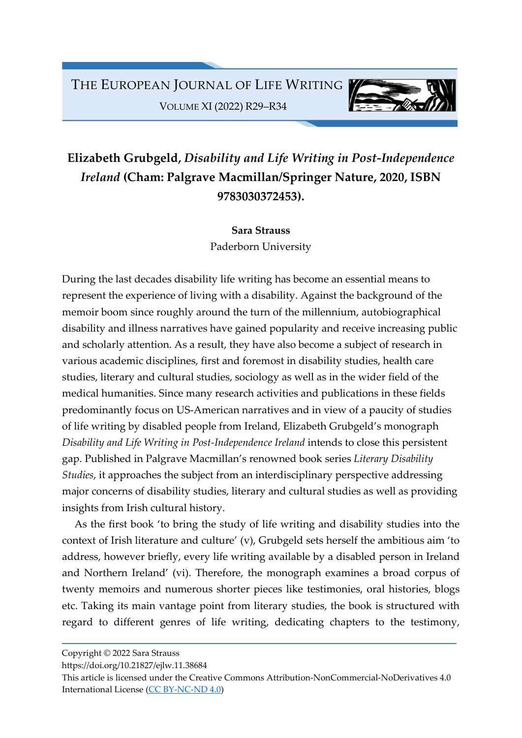**Elizabeth Grubgeld, *Disability and Life Writing in Post-Independence Ireland* (Cham: Palgrave Macmillan/Springer Nature, 2020, ISBN 9783030372453).**

**Sara Strauss**
Paderborn University

During the last decades disability life writing has become an essential means to represent the experience of living with a disability. Against the background of the memoir boom since roughly around the turn of the millennium, autobiographical disability and illness narratives have gained popularity and receive increasing public and scholarly attention. As a result, they have also become a subject of research in various academic disciplines, first and foremost in disability studies, health care studies, literary and cultural studies, sociology as well as in the wider field of the medical humanities. Since many research activities and publications in these fields predominantly focus on US-American narratives and in view of a paucity of studies of life writing by disabled people from Ireland, Elizabeth Grubgeld's monograph *Disability and Life Writing in Post-Independence Ireland* intends to close this persistent gap. Published in Palgrave Macmillan's renowned book series *Literary Disability Studies*, it approaches the subject from an interdisciplinary perspective addressing major concerns of disability studies, literary and cultural studies as well as providing insights from Irish cultural history.

As the first book 'to bring the study of life writing and disability studies into the context of Irish literature and culture' (v), Grubgeld sets herself the ambitious aim 'to address, however briefly, every life writing available by a disabled person in Ireland and Northern Ireland' (vi). Therefore, the monograph examines a broad corpus of twenty memoirs and numerous shorter pieces like testimonies, oral histories, blogs etc. Taking its main vantage point from literary studies, the book is structured with regard to different genres of life writing, dedicating chapters to the testimony,

Copyright © 2022 Sara Strauss
https://doi.org/10.21827/ejlw.11.38684
This article is licensed under the Creative Commons Attribution-NonCommercial-NoDerivatives 4.0 International License (CC BY-NC-ND 4.0)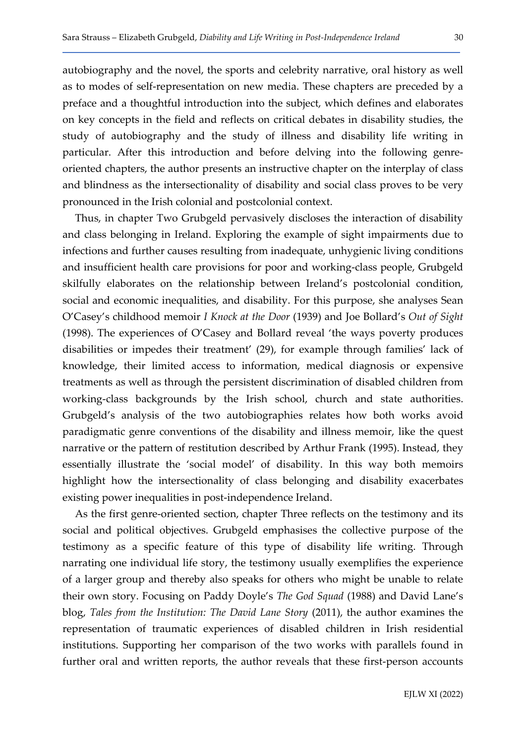autobiography and the novel, the sports and celebrity narrative, oral history as well as to modes of self-representation on new media. These chapters are preceded by a preface and a thoughtful introduction into the subject, which defines and elaborates on key concepts in the field and reflects on critical debates in disability studies, the study of autobiography and the study of illness and disability life writing in particular. After this introduction and before delving into the following genre-oriented chapters, the author presents an instructive chapter on the interplay of class and blindness as the intersectionality of disability and social class proves to be very pronounced in the Irish colonial and postcolonial context.

Thus, in chapter Two Grubgeld pervasively discloses the interaction of disability and class belonging in Ireland. Exploring the example of sight impairments due to infections and further causes resulting from inadequate, unhygienic living conditions and insufficient health care provisions for poor and working-class people, Grubgeld skilfully elaborates on the relationship between Ireland's postcolonial condition, social and economic inequalities, and disability. For this purpose, she analyses Sean O'Casey's childhood memoir *I Knock at the Door* (1939) and Joe Bollard's *Out of Sight* (1998). The experiences of O'Casey and Bollard reveal 'the ways poverty produces disabilities or impedes their treatment' (29), for example through families' lack of knowledge, their limited access to information, medical diagnosis or expensive treatments as well as through the persistent discrimination of disabled children from working-class backgrounds by the Irish school, church and state authorities. Grubgeld's analysis of the two autobiographies relates how both works avoid paradigmatic genre conventions of the disability and illness memoir, like the quest narrative or the pattern of restitution described by Arthur Frank (1995). Instead, they essentially illustrate the 'social model' of disability. In this way both memoirs highlight how the intersectionality of class belonging and disability exacerbates existing power inequalities in post-independence Ireland.

As the first genre-oriented section, chapter Three reflects on the testimony and its social and political objectives. Grubgeld emphasises the collective purpose of the testimony as a specific feature of this type of disability life writing. Through narrating one individual life story, the testimony usually exemplifies the experience of a larger group and thereby also speaks for others who might be unable to relate their own story. Focusing on Paddy Doyle's *The God Squad* (1988) and David Lane's blog, *Tales from the Institution: The David Lane Story* (2011), the author examines the representation of traumatic experiences of disabled children in Irish residential institutions. Supporting her comparison of the two works with parallels found in further oral and written reports, the author reveals that these first-person accounts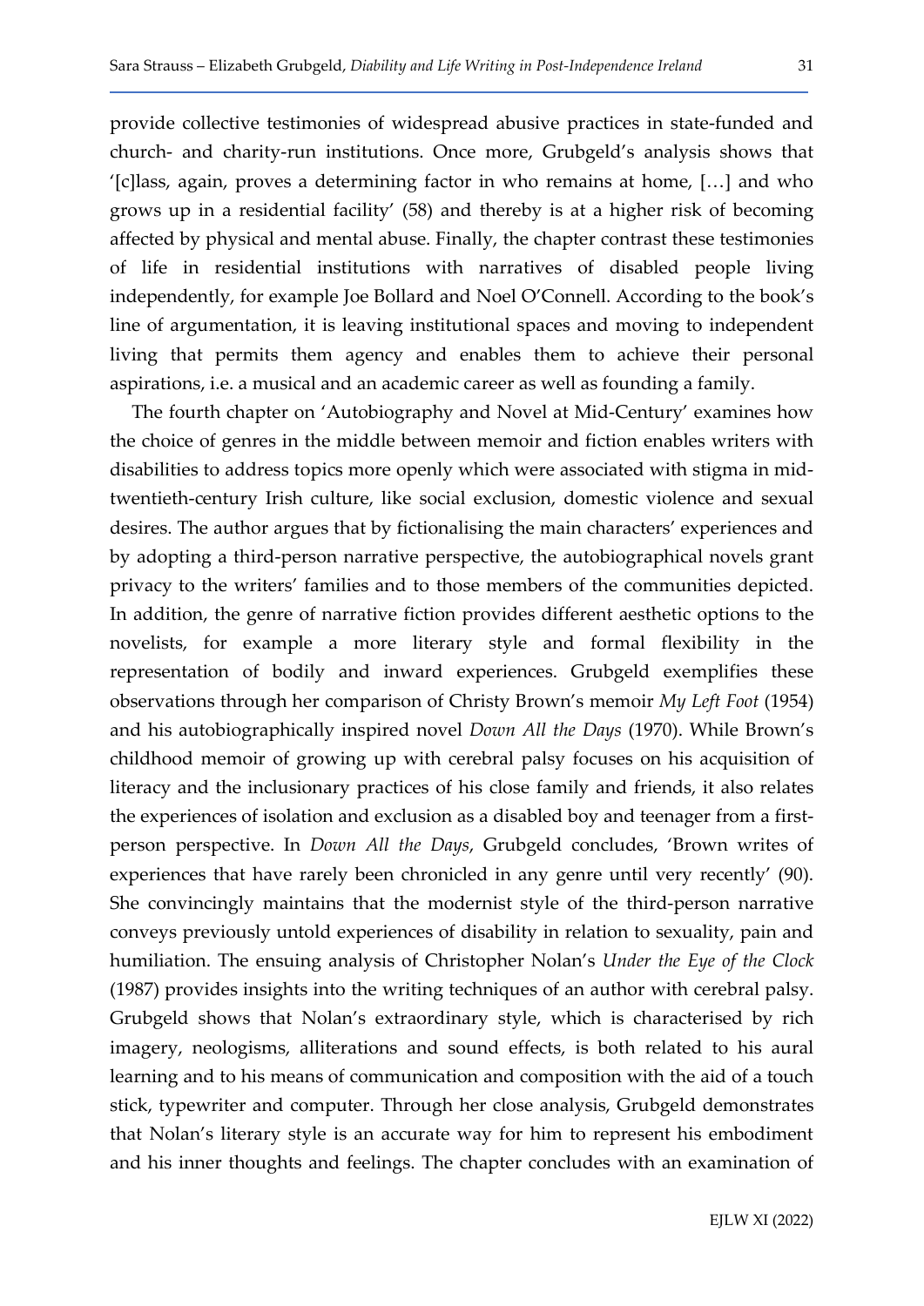provide collective testimonies of widespread abusive practices in state-funded and church- and charity-run institutions. Once more, Grubgeld's analysis shows that '[c]lass, again, proves a determining factor in who remains at home, […] and who grows up in a residential facility' (58) and thereby is at a higher risk of becoming affected by physical and mental abuse. Finally, the chapter contrast these testimonies of life in residential institutions with narratives of disabled people living independently, for example Joe Bollard and Noel O'Connell. According to the book's line of argumentation, it is leaving institutional spaces and moving to independent living that permits them agency and enables them to achieve their personal aspirations, i.e. a musical and an academic career as well as founding a family.

The fourth chapter on 'Autobiography and Novel at Mid-Century' examines how the choice of genres in the middle between memoir and fiction enables writers with disabilities to address topics more openly which were associated with stigma in mid-twentieth-century Irish culture, like social exclusion, domestic violence and sexual desires. The author argues that by fictionalising the main characters' experiences and by adopting a third-person narrative perspective, the autobiographical novels grant privacy to the writers' families and to those members of the communities depicted. In addition, the genre of narrative fiction provides different aesthetic options to the novelists, for example a more literary style and formal flexibility in the representation of bodily and inward experiences. Grubgeld exemplifies these observations through her comparison of Christy Brown's memoir *My Left Foot* (1954) and his autobiographically inspired novel *Down All the Days* (1970). While Brown's childhood memoir of growing up with cerebral palsy focuses on his acquisition of literacy and the inclusionary practices of his close family and friends, it also relates the experiences of isolation and exclusion as a disabled boy and teenager from a first-person perspective. In *Down All the Days*, Grubgeld concludes, 'Brown writes of experiences that have rarely been chronicled in any genre until very recently' (90). She convincingly maintains that the modernist style of the third-person narrative conveys previously untold experiences of disability in relation to sexuality, pain and humiliation. The ensuing analysis of Christopher Nolan's *Under the Eye of the Clock* (1987) provides insights into the writing techniques of an author with cerebral palsy. Grubgeld shows that Nolan's extraordinary style, which is characterised by rich imagery, neologisms, alliterations and sound effects, is both related to his aural learning and to his means of communication and composition with the aid of a touch stick, typewriter and computer. Through her close analysis, Grubgeld demonstrates that Nolan's literary style is an accurate way for him to represent his embodiment and his inner thoughts and feelings. The chapter concludes with an examination of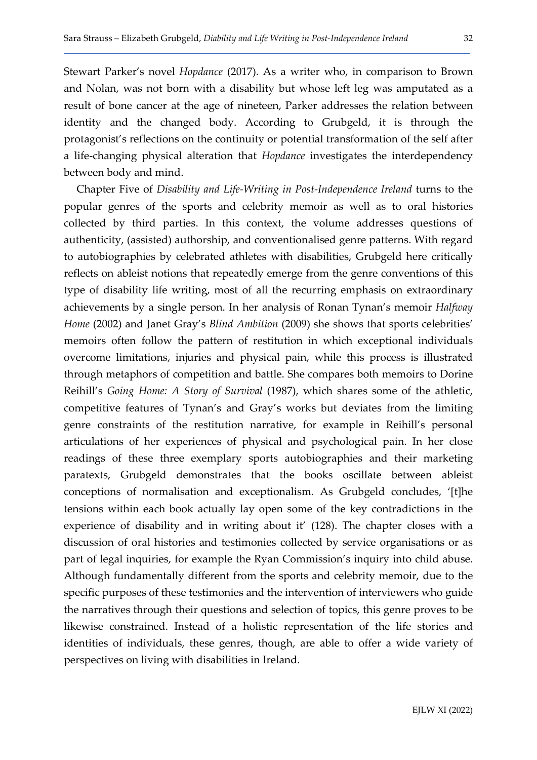Stewart Parker's novel *Hopdance* (2017). As a writer who, in comparison to Brown and Nolan, was not born with a disability but whose left leg was amputated as a result of bone cancer at the age of nineteen, Parker addresses the relation between identity and the changed body. According to Grubgeld, it is through the protagonist's reflections on the continuity or potential transformation of the self after a life-changing physical alteration that *Hopdance* investigates the interdependency between body and mind.

Chapter Five of *Disability and Life-Writing in Post-Independence Ireland* turns to the popular genres of the sports and celebrity memoir as well as to oral histories collected by third parties. In this context, the volume addresses questions of authenticity, (assisted) authorship, and conventionalised genre patterns. With regard to autobiographies by celebrated athletes with disabilities, Grubgeld here critically reflects on ableist notions that repeatedly emerge from the genre conventions of this type of disability life writing, most of all the recurring emphasis on extraordinary achievements by a single person. In her analysis of Ronan Tynan's memoir *Halfway Home* (2002) and Janet Gray's *Blind Ambition* (2009) she shows that sports celebrities' memoirs often follow the pattern of restitution in which exceptional individuals overcome limitations, injuries and physical pain, while this process is illustrated through metaphors of competition and battle. She compares both memoirs to Dorine Reihill's *Going Home: A Story of Survival* (1987), which shares some of the athletic, competitive features of Tynan's and Gray's works but deviates from the limiting genre constraints of the restitution narrative, for example in Reihill's personal articulations of her experiences of physical and psychological pain. In her close readings of these three exemplary sports autobiographies and their marketing paratexts, Grubgeld demonstrates that the books oscillate between ableist conceptions of normalisation and exceptionalism. As Grubgeld concludes, '[t]he tensions within each book actually lay open some of the key contradictions in the experience of disability and in writing about it' (128). The chapter closes with a discussion of oral histories and testimonies collected by service organisations or as part of legal inquiries, for example the Ryan Commission's inquiry into child abuse. Although fundamentally different from the sports and celebrity memoir, due to the specific purposes of these testimonies and the intervention of interviewers who guide the narratives through their questions and selection of topics, this genre proves to be likewise constrained. Instead of a holistic representation of the life stories and identities of individuals, these genres, though, are able to offer a wide variety of perspectives on living with disabilities in Ireland.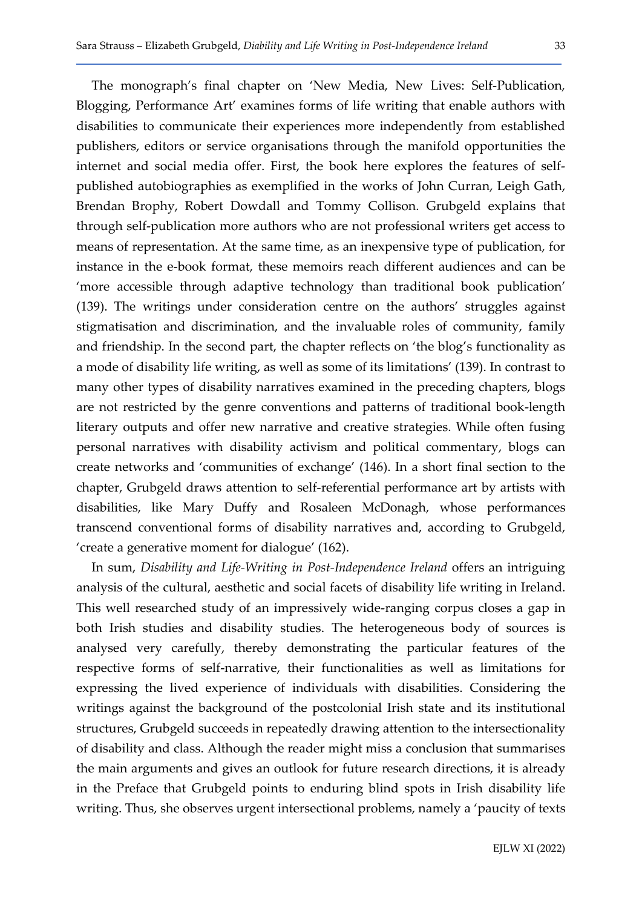The monograph's final chapter on 'New Media, New Lives: Self-Publication, Blogging, Performance Art' examines forms of life writing that enable authors with disabilities to communicate their experiences more independently from established publishers, editors or service organisations through the manifold opportunities the internet and social media offer. First, the book here explores the features of self-published autobiographies as exemplified in the works of John Curran, Leigh Gath, Brendan Brophy, Robert Dowdall and Tommy Collison. Grubgeld explains that through self-publication more authors who are not professional writers get access to means of representation. At the same time, as an inexpensive type of publication, for instance in the e-book format, these memoirs reach different audiences and can be 'more accessible through adaptive technology than traditional book publication' (139). The writings under consideration centre on the authors' struggles against stigmatisation and discrimination, and the invaluable roles of community, family and friendship. In the second part, the chapter reflects on 'the blog's functionality as a mode of disability life writing, as well as some of its limitations' (139). In contrast to many other types of disability narratives examined in the preceding chapters, blogs are not restricted by the genre conventions and patterns of traditional book-length literary outputs and offer new narrative and creative strategies. While often fusing personal narratives with disability activism and political commentary, blogs can create networks and 'communities of exchange' (146). In a short final section to the chapter, Grubgeld draws attention to self-referential performance art by artists with disabilities, like Mary Duffy and Rosaleen McDonagh, whose performances transcend conventional forms of disability narratives and, according to Grubgeld, 'create a generative moment for dialogue' (162).

In sum, *Disability and Life-Writing in Post-Independence Ireland* offers an intriguing analysis of the cultural, aesthetic and social facets of disability life writing in Ireland. This well researched study of an impressively wide-ranging corpus closes a gap in both Irish studies and disability studies. The heterogeneous body of sources is analysed very carefully, thereby demonstrating the particular features of the respective forms of self-narrative, their functionalities as well as limitations for expressing the lived experience of individuals with disabilities. Considering the writings against the background of the postcolonial Irish state and its institutional structures, Grubgeld succeeds in repeatedly drawing attention to the intersectionality of disability and class. Although the reader might miss a conclusion that summarises the main arguments and gives an outlook for future research directions, it is already in the Preface that Grubgeld points to enduring blind spots in Irish disability life writing. Thus, she observes urgent intersectional problems, namely a 'paucity of texts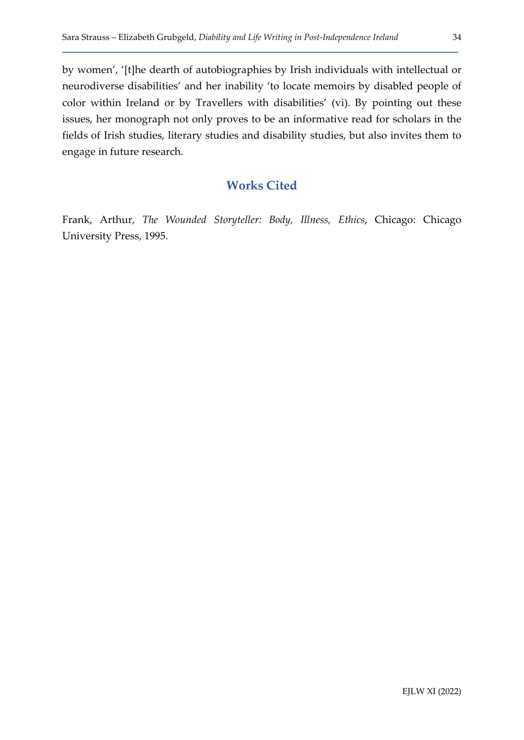by women', '[t]he dearth of autobiographies by Irish individuals with intellectual or neurodiverse disabilities' and her inability 'to locate memoirs by disabled people of color within Ireland or by Travellers with disabilities' (vi). By pointing out these issues, her monograph not only proves to be an informative read for scholars in the fields of Irish studies, literary studies and disability studies, but also invites them to engage in future research.

## Works Cited

Frank, Arthur, *The Wounded Storyteller: Body, Illness, Ethics*, Chicago: Chicago University Press, 1995.